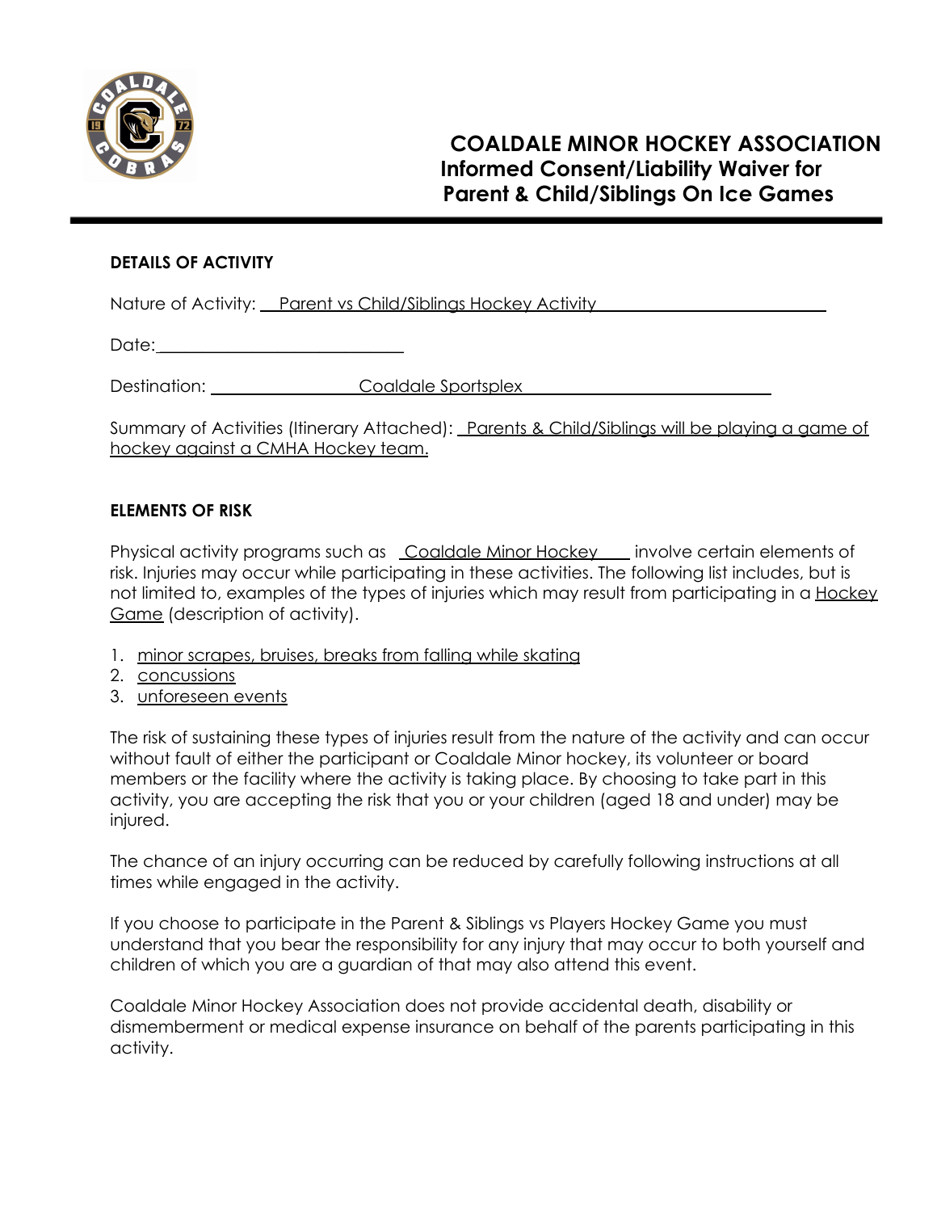# COALDALE MINOR HOCKEY ASSOCIATION
## Informed Consent/Liability Waiver for Parent & Child/Siblings On Ice Games

---

### DETAILS OF ACTIVITY

Nature of Activity: Parent vs Child/Siblings Hockey Activity

Date: ____________________________

Destination: Coaldale Sportsplex

Summary of Activities (Itinerary Attached): Parents & Child/Siblings will be playing a game of hockey against a CMHA Hockey team.

### ELEMENTS OF RISK

Physical activity programs such as Coaldale Minor Hockey involve certain elements of risk. Injuries may occur while participating in these activities. The following list includes, but is not limited to, examples of the types of injuries which may result from participating in a Hockey Game (description of activity).

1. minor scrapes, bruises, breaks from falling while skating
2. concussions
3. unforeseen events

The risk of sustaining these types of injuries result from the nature of the activity and can occur without fault of either the participant or Coaldale Minor hockey, its volunteer or board members or the facility where the activity is taking place. By choosing to take part in this activity, you are accepting the risk that you or your children (aged 18 and under) may be injured.

The chance of an injury occurring can be reduced by carefully following instructions at all times while engaged in the activity.

If you choose to participate in the Parent & Siblings vs Players Hockey Game you must understand that you bear the responsibility for any injury that may occur to both yourself and children of which you are a guardian of that may also attend this event.

Coaldale Minor Hockey Association does not provide accidental death, disability or dismemberment or medical expense insurance on behalf of the parents participating in this activity.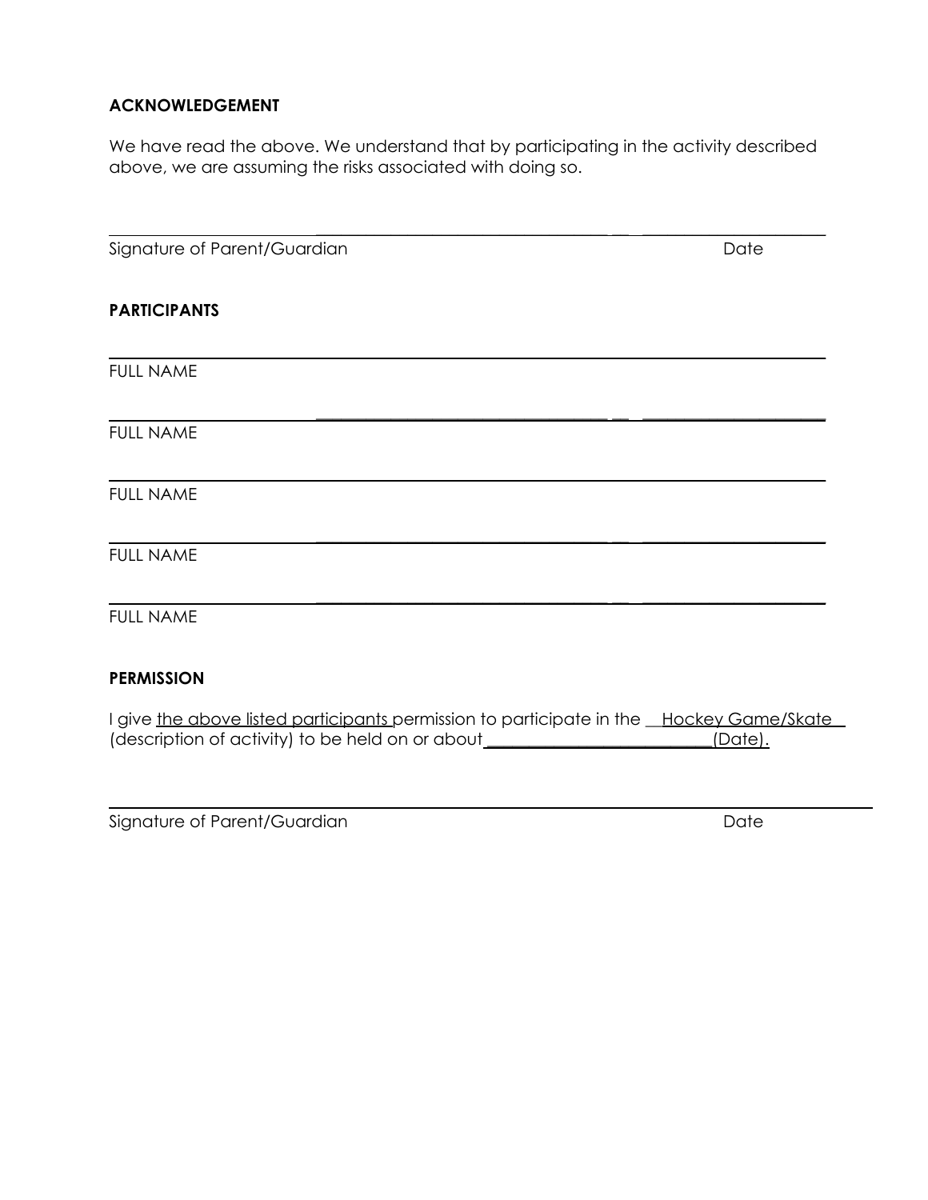**ACKNOWLEDGEMENT**

We have read the above. We understand that by participating in the activity described above, we are assuming the risks associated with doing so.

\_\_\_\_\_\_\_\_\_\_\_\_\_\_\_\_\_\_\_\_\_\_\_\_\_\_\_\_\_\_\_\_\_\_\_\_\_\_\_\_\_\_\_\_\_\_\_\_\_\_\_\_\_\_\_\_\_\_\_\_\_\_\_\_\_\_\_\_\_\_\_\_

Signature of Parent/Guardian                                                                 Date

**PARTICIPANTS**

\_\_\_\_\_\_\_\_\_\_\_\_\_\_\_\_\_\_\_\_\_\_\_\_\_\_\_\_\_\_\_\_\_\_\_\_\_\_\_\_\_\_\_\_\_\_\_\_\_\_\_\_\_\_\_\_\_\_\_\_\_\_\_\_\_\_\_\_\_\_\_\_

FULL NAME

\_\_\_\_\_\_\_\_\_\_\_\_\_\_\_\_\_\_\_\_\_\_\_\_\_\_\_\_\_\_\_\_\_\_\_\_\_\_\_\_\_\_\_\_\_\_\_\_\_\_\_\_\_\_\_\_\_\_\_\_\_\_\_\_\_\_\_\_\_\_\_\_

FULL NAME

\_\_\_\_\_\_\_\_\_\_\_\_\_\_\_\_\_\_\_\_\_\_\_\_\_\_\_\_\_\_\_\_\_\_\_\_\_\_\_\_\_\_\_\_\_\_\_\_\_\_\_\_\_\_\_\_\_\_\_\_\_\_\_\_\_\_\_\_\_\_\_\_

FULL NAME

\_\_\_\_\_\_\_\_\_\_\_\_\_\_\_\_\_\_\_\_\_\_\_\_\_\_\_\_\_\_\_\_\_\_\_\_\_\_\_\_\_\_\_\_\_\_\_\_\_\_\_\_\_\_\_\_\_\_\_\_\_\_\_\_\_\_\_\_\_\_\_\_

FULL NAME

\_\_\_\_\_\_\_\_\_\_\_\_\_\_\_\_\_\_\_\_\_\_\_\_\_\_\_\_\_\_\_\_\_\_\_\_\_\_\_\_\_\_\_\_\_\_\_\_\_\_\_\_\_\_\_\_\_\_\_\_\_\_\_\_\_\_\_\_\_\_\_\_

FULL NAME

**PERMISSION**

I give the above listed participants permission to participate in the Hockey Game/Skate (description of activity) to be held on or about \_\_\_\_\_\_\_\_\_\_\_\_\_\_\_\_\_\_\_\_\_\_\_\_\_\_\_\_ (Date).

\_\_\_\_\_\_\_\_\_\_\_\_\_\_\_\_\_\_\_\_\_\_\_\_\_\_\_\_\_\_\_\_\_\_\_\_\_\_\_\_\_\_\_\_\_\_\_\_\_\_\_\_\_\_\_\_\_\_\_\_\_\_\_\_\_\_\_\_\_\_\_\_

Signature of Parent/Guardian                                                                 Date